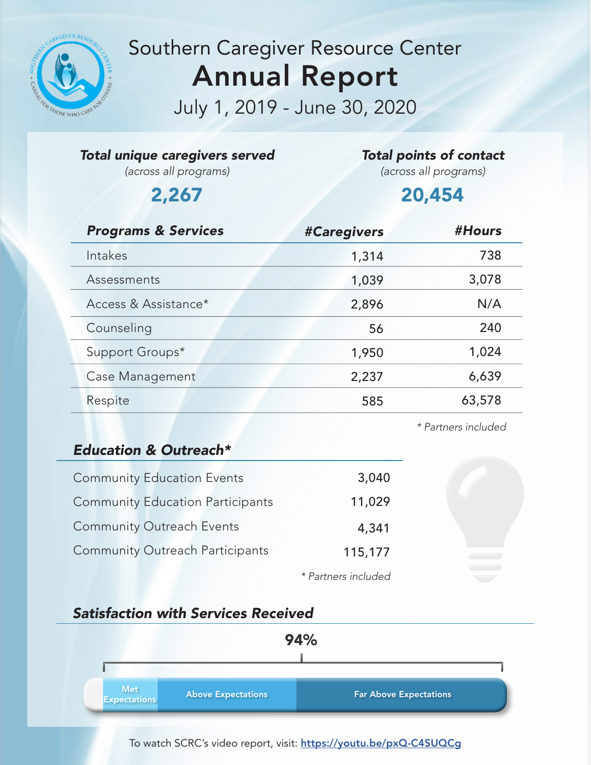# Southern Caregiver Resource Center

# Annual Report

## July 1, 2019 - June 30, 2020

***Total unique caregivers served***
*(across all programs)*

**2,267**

***Total points of contact***
*(across all programs)*

**20,454**

| ***Programs & Services*** | ***#Caregivers*** | ***#Hours*** |
|---|---|---|
| Intakes | 1,314 | 738 |
| Assessments | 1,039 | 3,078 |
| Access & Assistance* | 2,896 | N/A |
| Counseling | 56 | 240 |
| Support Groups* | 1,950 | 1,024 |
| Case Management | 2,237 | 6,639 |
| Respite | 585 | 63,578 |

*\* Partners included*

### *Education & Outreach**

| | |
|---|---|
| Community Education Events | 3,040 |
| Community Education Participants | 11,029 |
| Community Outreach Events | 4,341 |
| Community Outreach Participants | 115,177 |

*\* Partners included*

### *Satisfaction with Services Received*

**94%**

Met Expectations | Above Expectations | Far Above Expectations

To watch SCRC's video report, visit: https://youtu.be/pxQ-C4SUQCg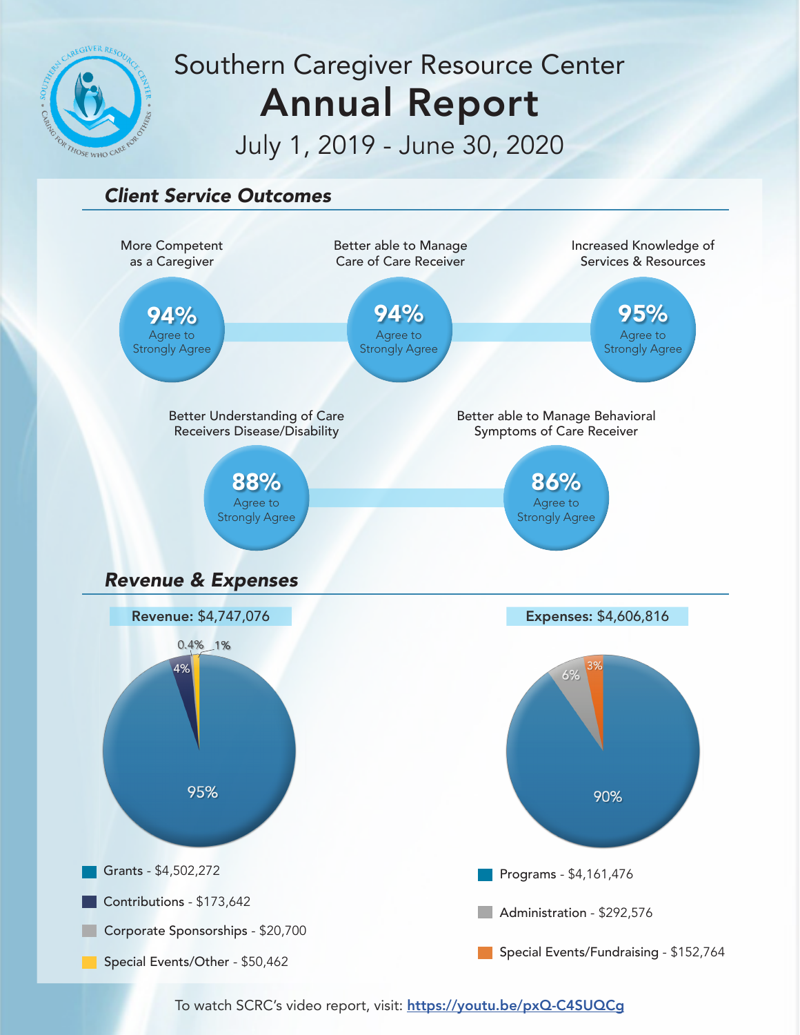# Southern Caregiver Resource Center
# Annual Report
July 1, 2019 - June 30, 2020

## Client Service Outcomes

More Competent as a Caregiver
94%
Agree to Strongly Agree

Better able to Manage Care of Care Receiver
94%
Agree to Strongly Agree

Increased Knowledge of Services & Resources
95%
Agree to Strongly Agree

Better Understanding of Care Receivers Disease/Disability
88%
Agree to Strongly Agree

Better able to Manage Behavioral Symptoms of Care Receiver
86%
Agree to Strongly Agree

## Revenue & Expenses

**Revenue:** $4,747,076

0.4%
1%
4%
95%

- Grants - $4,502,272
- Contributions - $173,642
- Corporate Sponsorships - $20,700
- Special Events/Other - $50,462

**Expenses:** $4,606,816

6%
3%
90%

- Programs - $4,161,476
- Administration - $292,576
- Special Events/Fundraising - $152,764

To watch SCRC's video report, visit: **https://youtu.be/pxQ-C4SUQCg**